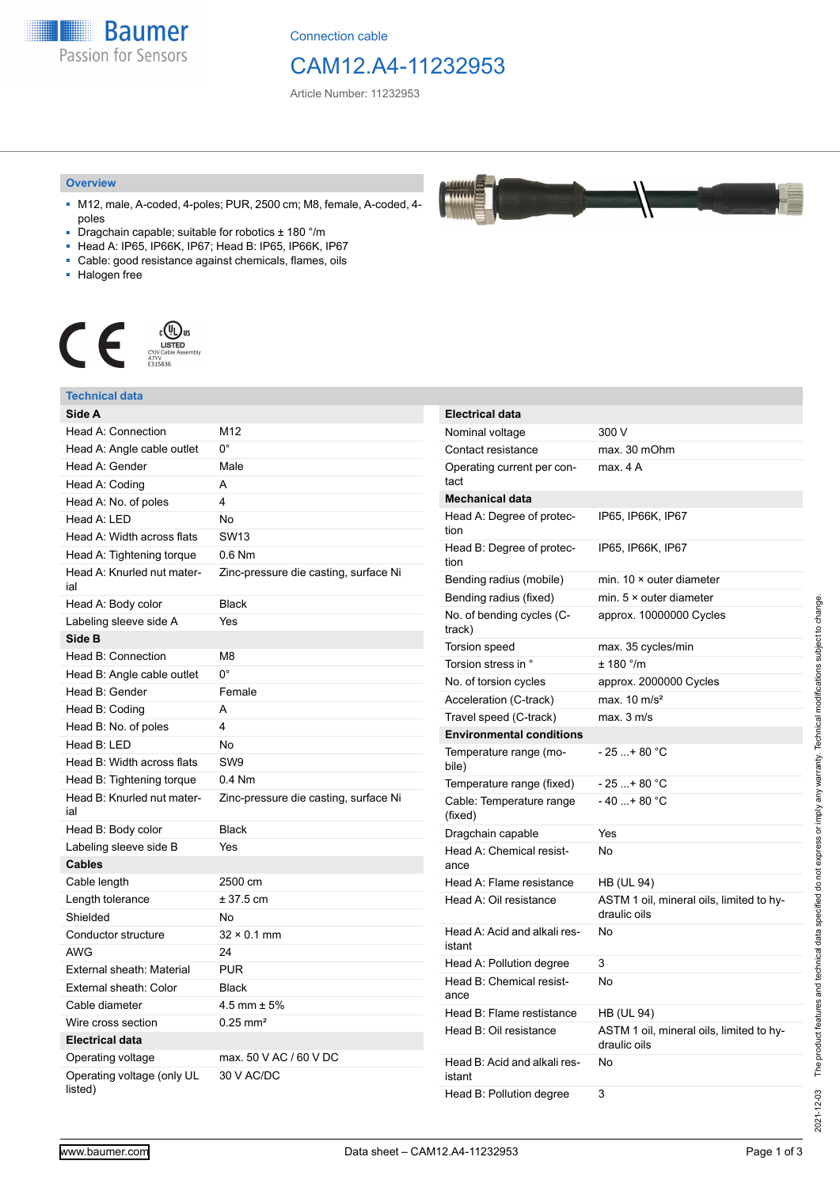Connection cable

# CAM12.A4-11232953

Article Number: 11232953

## Overview

- M12, male, A-coded, 4-poles; PUR, 2500 cm; M8, female, A-coded, 4-poles
- Dragchain capable; suitable for robotics ± 180 °/m
- Head A: IP65, IP66K, IP67; Head B: IP65, IP66K, IP67
- Cable: good resistance against chemicals, flames, oils
- Halogen free

LISTED CYJV Cable Assembly 47YV E315836

## Technical data

| **Side A** | |
|---|---|
| Head A: Connection | M12 |
| Head A: Angle cable outlet | 0° |
| Head A: Gender | Male |
| Head A: Coding | A |
| Head A: No. of poles | 4 |
| Head A: LED | No |
| Head A: Width across flats | SW13 |
| Head A: Tightening torque | 0.6 Nm |
| Head A: Knurled nut material | Zinc-pressure die casting, surface Ni |
| Head A: Body color | Black |
| Labeling sleeve side A | Yes |
| **Side B** | |
| Head B: Connection | M8 |
| Head B: Angle cable outlet | 0° |
| Head B: Gender | Female |
| Head B: Coding | A |
| Head B: No. of poles | 4 |
| Head B: LED | No |
| Head B: Width across flats | SW9 |
| Head B: Tightening torque | 0.4 Nm |
| Head B: Knurled nut material | Zinc-pressure die casting, surface Ni |
| Head B: Body color | Black |
| Labeling sleeve side B | Yes |
| **Cables** | |
| Cable length | 2500 cm |
| Length tolerance | ± 37.5 cm |
| Shielded | No |
| Conductor structure | 32 × 0.1 mm |
| AWG | 24 |
| External sheath: Material | PUR |
| External sheath: Color | Black |
| Cable diameter | 4.5 mm ± 5% |
| Wire cross section | 0.25 mm² |
| **Electrical data** | |
| Operating voltage | max. 50 V AC / 60 V DC |
| Operating voltage (only UL listed) | 30 V AC/DC |

| **Electrical data** | |
|---|---|
| Nominal voltage | 300 V |
| Contact resistance | max. 30 mOhm |
| Operating current per contact | max. 4 A |
| **Mechanical data** | |
| Head A: Degree of protection | IP65, IP66K, IP67 |
| Head B: Degree of protection | IP65, IP66K, IP67 |
| Bending radius (mobile) | min. 10 × outer diameter |
| Bending radius (fixed) | min. 5 × outer diameter |
| No. of bending cycles (C-track) | approx. 10000000 Cycles |
| Torsion speed | max. 35 cycles/min |
| Torsion stress in ° | ± 180 °/m |
| No. of torsion cycles | approx. 2000000 Cycles |
| Acceleration (C-track) | max. 10 m/s² |
| Travel speed (C-track) | max. 3 m/s |
| **Environmental conditions** | |
| Temperature range (mobile) | - 25 ...+ 80 °C |
| Temperature range (fixed) | - 25 ...+ 80 °C |
| Cable: Temperature range (fixed) | - 40 ...+ 80 °C |
| Dragchain capable | Yes |
| Head A: Chemical resistance | No |
| Head A: Flame resistance | HB (UL 94) |
| Head A: Oil resistance | ASTM 1 oil, mineral oils, limited to hydraulic oils |
| Head A: Acid and alkali resistant | No |
| Head A: Pollution degree | 3 |
| Head B: Chemical resistance | No |
| Head B: Flame resistance | HB (UL 94) |
| Head B: Oil resistance | ASTM 1 oil, mineral oils, limited to hydraulic oils |
| Head B: Acid and alkali resistant | No |
| Head B: Pollution degree | 3 |

2021-12-03 The product features and technical data specified do not express or imply any warranty. Technical modifications subject to change.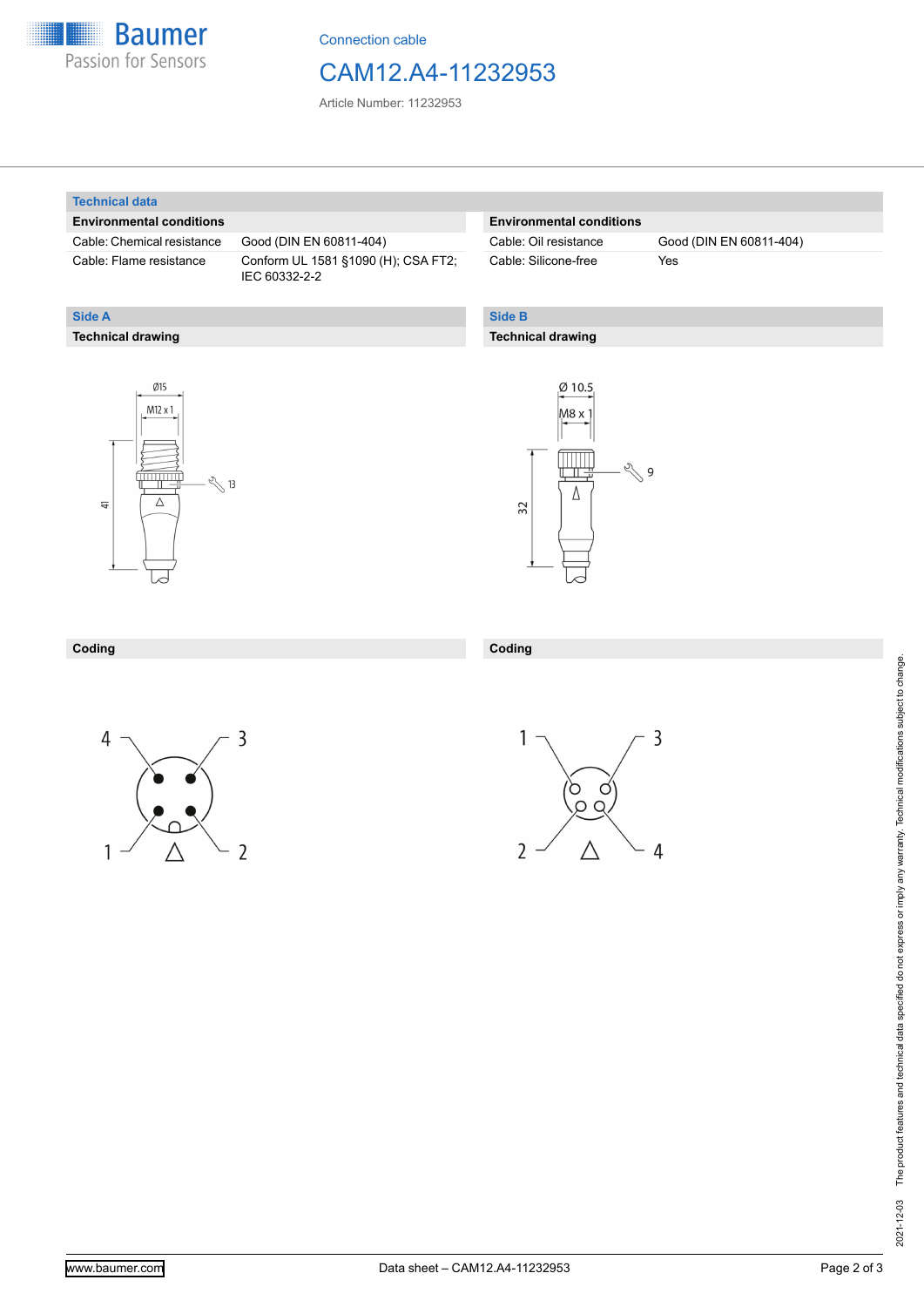## Technical data

### Environmental conditions

| | |
|---|---|
| Cable: Chemical resistance | Good (DIN EN 60811-404) |
| Cable: Flame resistance | Conform UL 1581 §1090 (H); CSA FT2; IEC 60332-2-2 |
| Cable: Oil resistance | Good (DIN EN 60811-404) |
| Cable: Silicone-free | Yes |

## Side A

### Technical drawing

Ø15

M12 x 1

41

13

### Coding

4 3

1 2

## Side B

### Technical drawing

Ø 10.5

M8 x 1

32

9

### Coding

1 3

2 4

2021-12-03 The product features and technical data specified do not express or imply any warranty. Technical modifications subject to change.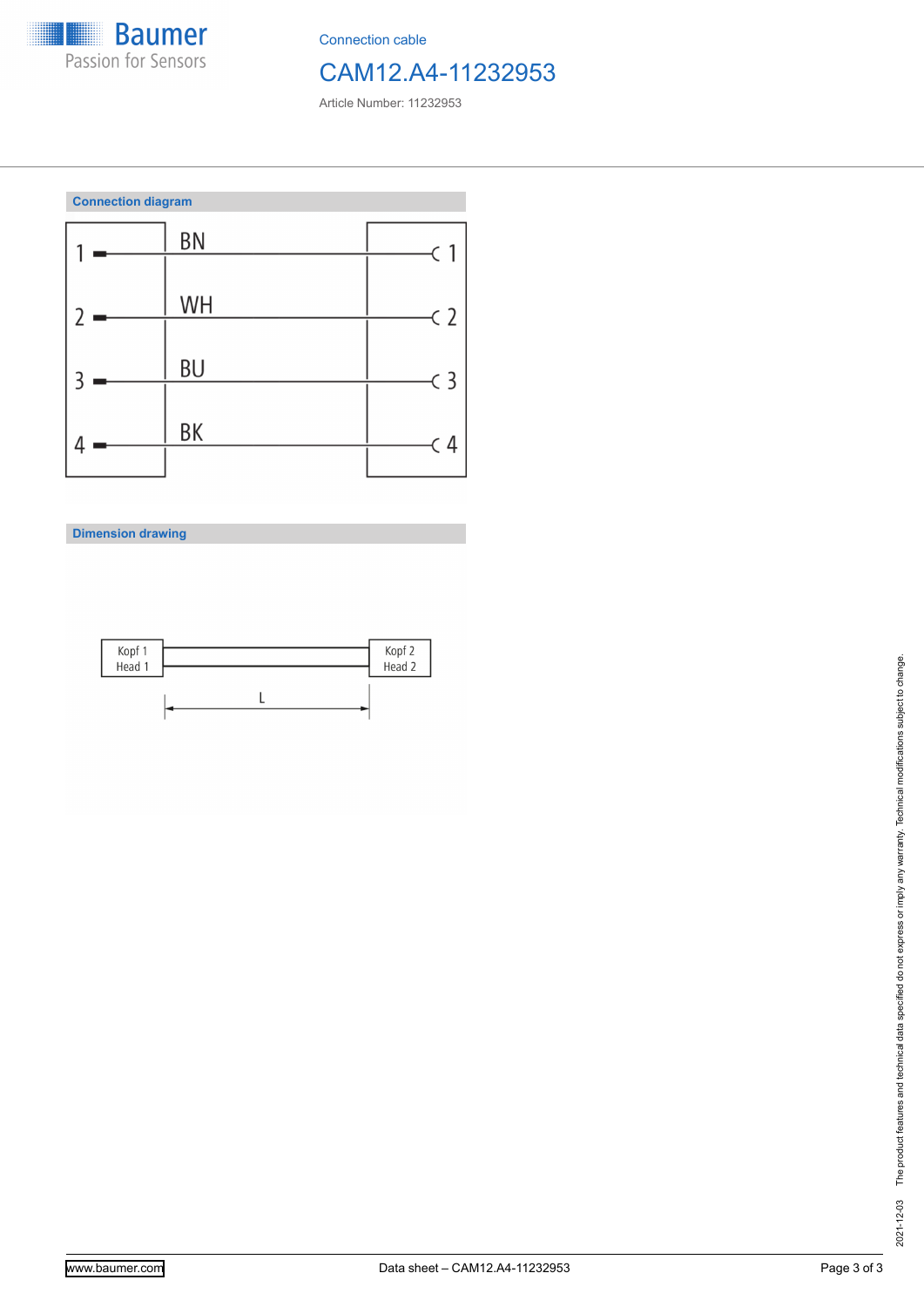Connection cable

# CAM12.A4-11232953

Article Number: 11232953

## Connection diagram

1 BN 1
2 WH 2
3 BU 3
4 BK 4

## Dimension drawing

Kopf 1
Head 1

Kopf 2
Head 2

L

2021-12-03 The product features and technical data specified do not express or imply any warranty. Technical modifications subject to change.